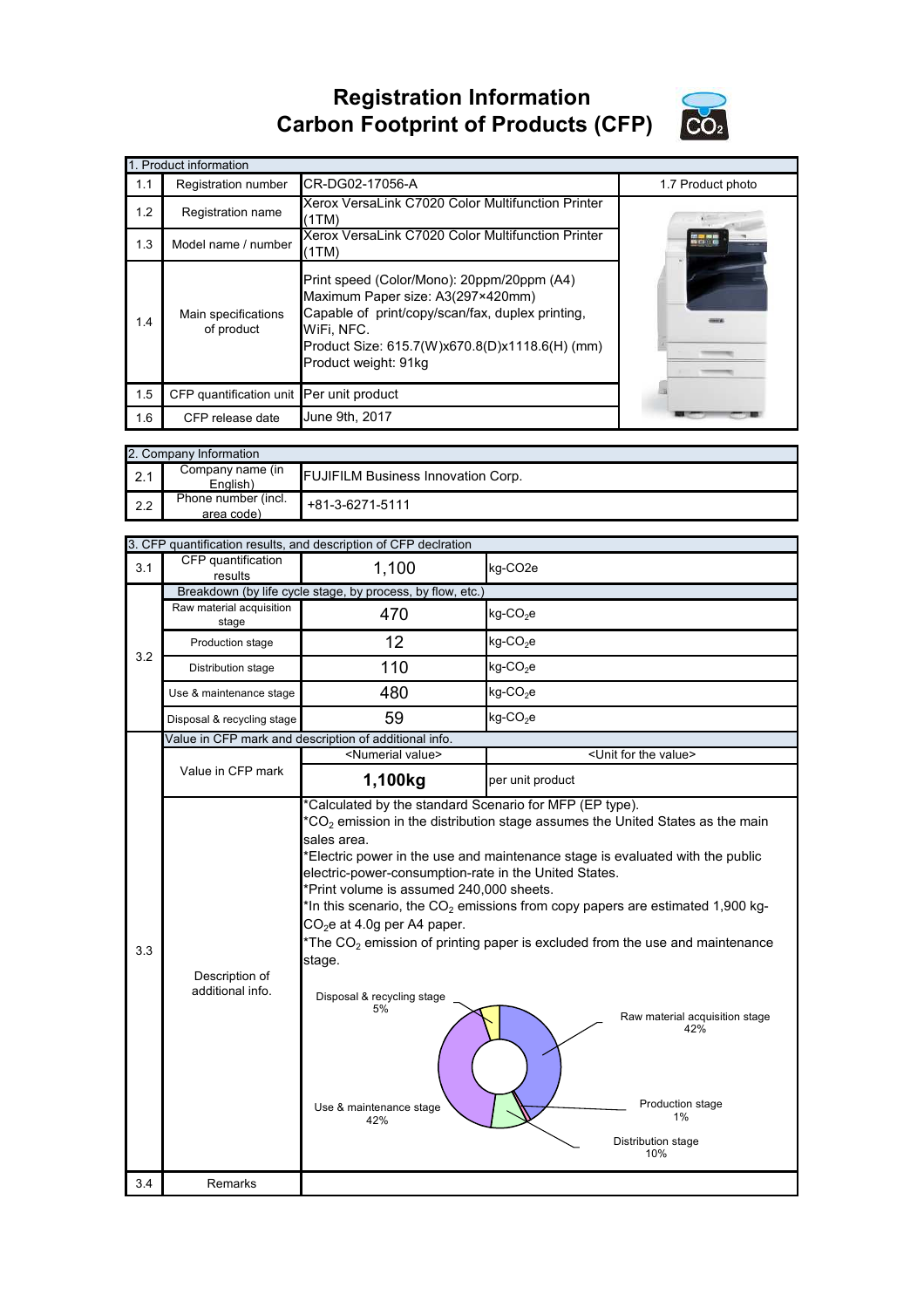# Registration Information
# Carbon Footprint of Products (CFP)

| 1. Product information | | | |
|---|---|---|---|
| 1.1 | Registration number | CR-DG02-17056-A | 1.7 Product photo |
| 1.2 | Registration name | Xerox VersaLink C7020 Color Multifunction Printer (1TM) | |
| 1.3 | Model name / number | Xerox VersaLink C7020 Color Multifunction Printer (1TM) | |
| 1.4 | Main specifications of product | Print speed (Color/Mono): 20ppm/20ppm (A4)<br>Maximum Paper size: A3(297×420mm)<br>Capable of print/copy/scan/fax, duplex printing, WiFi, NFC.<br>Product Size: 615.7(W)x670.8(D)x1118.6(H) (mm)<br>Product weight: 91kg | |
| 1.5 | CFP quantification unit | Per unit product | |
| 1.6 | CFP release date | June 9th, 2017 | |

| 2. Company Information | | |
|---|---|---|
| 2.1 | Company name (in English) | FUJIFILM Business Innovation Corp. |
| 2.2 | Phone number (incl. area code) | +81-3-6271-5111 |

| 3. CFP quantification results, and description of CFP declration | | | |
|---|---|---|---|
| 3.1 | CFP quantification results | 1,100 | kg-CO2e |
| 3.2 | Breakdown (by life cycle stage, by process, by flow, etc.) | | |
| | Raw material acquisition stage | 470 | kg-$CO_2$e |
| | Production stage | 12 | kg-$CO_2$e |
| | Distribution stage | 110 | kg-$CO_2$e |
| | Use & maintenance stage | 480 | kg-$CO_2$e |
| | Disposal & recycling stage | 59 | kg-$CO_2$e |
| 3.3 | Value in CFP mark and description of additional info. | | |
| | Value in CFP mark | <Numerial value> | <Unit for the value> |
| | | **1,100kg** | per unit product |
| | Description of additional info. | *Calculated by the standard Scenario for MFP (EP type).<br>*$CO_2$ emission in the distribution stage assumes the United States as the main sales area.<br>*Electric power in the use and maintenance stage is evaluated with the public electric-power-consumption-rate in the United States.<br>*Print volume is assumed 240,000 sheets.<br>*In this scenario, the $CO_2$ emissions from copy papers are estimated 1,900 kg-$CO_2$e at 4.0g per A4 paper.<br>*The $CO_2$ emission of printing paper is excluded from the use and maintenance stage.<br>Disposal & recycling stage 5%; Raw material acquisition stage 42%; Production stage 1%; Distribution stage 10%; Use & maintenance stage 42% | |
| 3.4 | Remarks | | |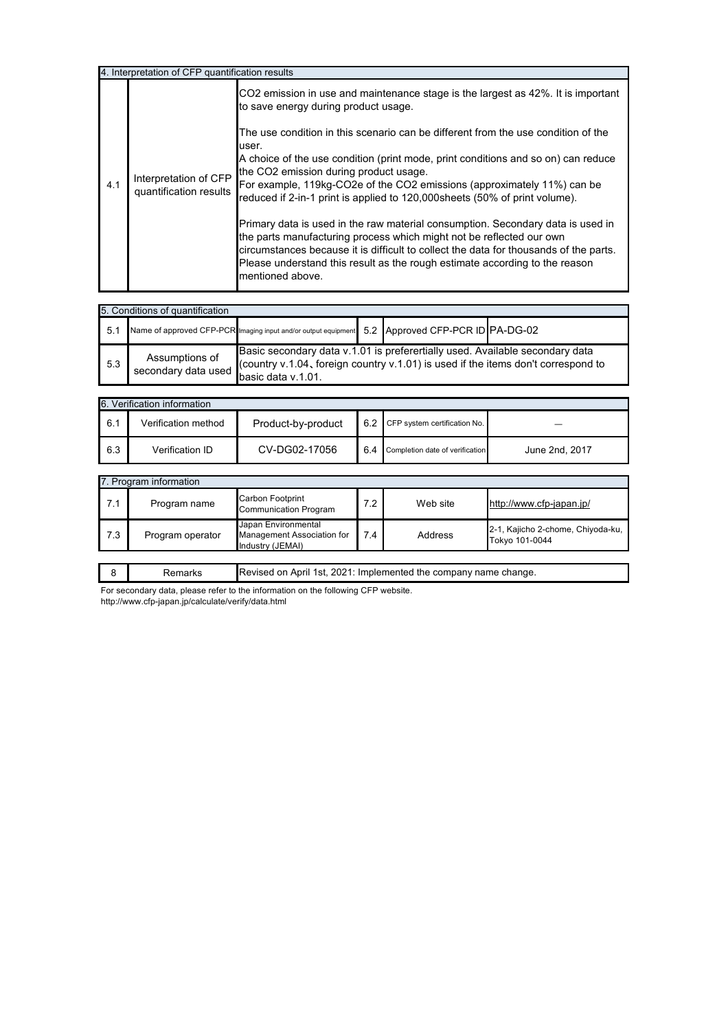| 4. Interpretation of CFP quantification results | | |
|---|---|---|
| 4.1 | Interpretation of CFP quantification results | $CO_2$ emission in use and maintenance stage is the largest as 42%. It is important to save energy during product usage.<br><br>The use condition in this scenario can be different from the use condition of the user.<br>A choice of the use condition (print mode, print conditions and so on) can reduce the $CO_2$ emission during product usage.<br>For example, 119kg-$CO_2$e of the $CO_2$ emissions (approximately 11%) can be reduced if 2-in-1 print is applied to 120,000sheets (50% of print volume).<br><br>Primary data is used in the raw material consumption. Secondary data is used in the parts manufacturing process which might not be reflected our own circumstances because it is difficult to collect the data for thousands of the parts. Please understand this result as the rough estimate according to the reason mentioned above. |

| 5. Conditions of quantification | | | | | |
|---|---|---|---|---|---|
| 5.1 | Name of approved CFP-PCR | Imaging input and/or output equipment | 5.2 | Approved CFP-PCR ID | PA-DG-02 |
| 5.3 | Assumptions of secondary data used | Basic secondary data v.1.01 is preferertially used. Available secondary data (country v.1.04、foreign country v.1.01) is used if the items don't correspond to basic data v.1.01. | | | |

| 6. Verification information | | | | | |
|---|---|---|---|---|---|
| 6.1 | Verification method | Product-by-product | 6.2 | CFP system certification No. | — |
| 6.3 | Verification ID | CV-DG02-17056 | 6.4 | Completion date of verification | June 2nd, 2017 |

| 7. Program information | | | | | |
|---|---|---|---|---|---|
| 7.1 | Program name | Carbon Footprint Communication Program | 7.2 | Web site | http://www.cfp-japan.jp/ |
| 7.3 | Program operator | Japan Environmental Management Association for Industry (JEMAI) | 7.4 | Address | 2-1, Kajicho 2-chome, Chiyoda-ku, Tokyo 101-0044 |

| | | |
|---|---|---|
| 8 | Remarks | Revised on April 1st, 2021: Implemented the company name change. |

For secondary data, please refer to the information on the following CFP website.
http://www.cfp-japan.jp/calculate/verify/data.html